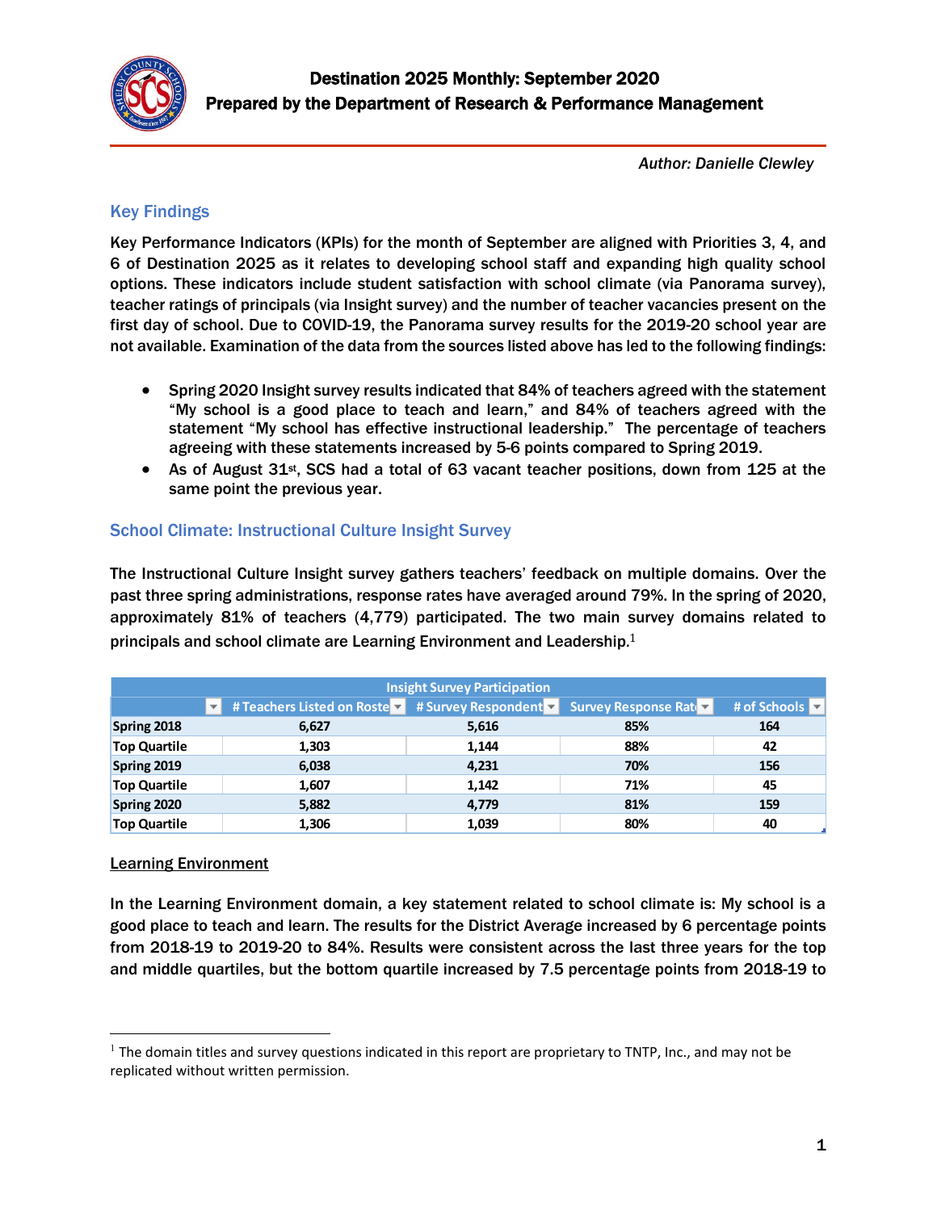# Destination 2025 Monthly: September 2020

## Prepared by the Department of Research & Performance Management

*Author: Danielle Clewley*

## Key Findings

Key Performance Indicators (KPIs) for the month of September are aligned with Priorities 3, 4, and 6 of Destination 2025 as it relates to developing school staff and expanding high quality school options. These indicators include student satisfaction with school climate (via Panorama survey), teacher ratings of principals (via Insight survey) and the number of teacher vacancies present on the first day of school. Due to COVID-19, the Panorama survey results for the 2019-20 school year are not available. Examination of the data from the sources listed above has led to the following findings:

- Spring 2020 Insight survey results indicated that 84% of teachers agreed with the statement "My school is a good place to teach and learn," and 84% of teachers agreed with the statement "My school has effective instructional leadership." The percentage of teachers agreeing with these statements increased by 5-6 points compared to Spring 2019.
- As of August 31st, SCS had a total of 63 vacant teacher positions, down from 125 at the same point the previous year.

## School Climate: Instructional Culture Insight Survey

The Instructional Culture Insight survey gathers teachers' feedback on multiple domains. Over the past three spring administrations, response rates have averaged around 79%. In the spring of 2020, approximately 81% of teachers (4,779) participated. The two main survey domains related to principals and school climate are Learning Environment and Leadership.[1]

| Insight Survey Participation | | | | |
|---|---|---|---|---|
| | # Teachers Listed on Roster | # Survey Respondents | Survey Response Rate | # of Schools |
| Spring 2018 | 6,627 | 5,616 | 85% | 164 |
| Top Quartile | 1,303 | 1,144 | 88% | 42 |
| Spring 2019 | 6,038 | 4,231 | 70% | 156 |
| Top Quartile | 1,607 | 1,142 | 71% | 45 |
| Spring 2020 | 5,882 | 4,779 | 81% | 159 |
| Top Quartile | 1,306 | 1,039 | 80% | 40 |

### Learning Environment

In the Learning Environment domain, a key statement related to school climate is: My school is a good place to teach and learn. The results for the District Average increased by 6 percentage points from 2018-19 to 2019-20 to 84%. Results were consistent across the last three years for the top and middle quartiles, but the bottom quartile increased by 7.5 percentage points from 2018-19 to

[1] The domain titles and survey questions indicated in this report are proprietary to TNTP, Inc., and may not be replicated without written permission.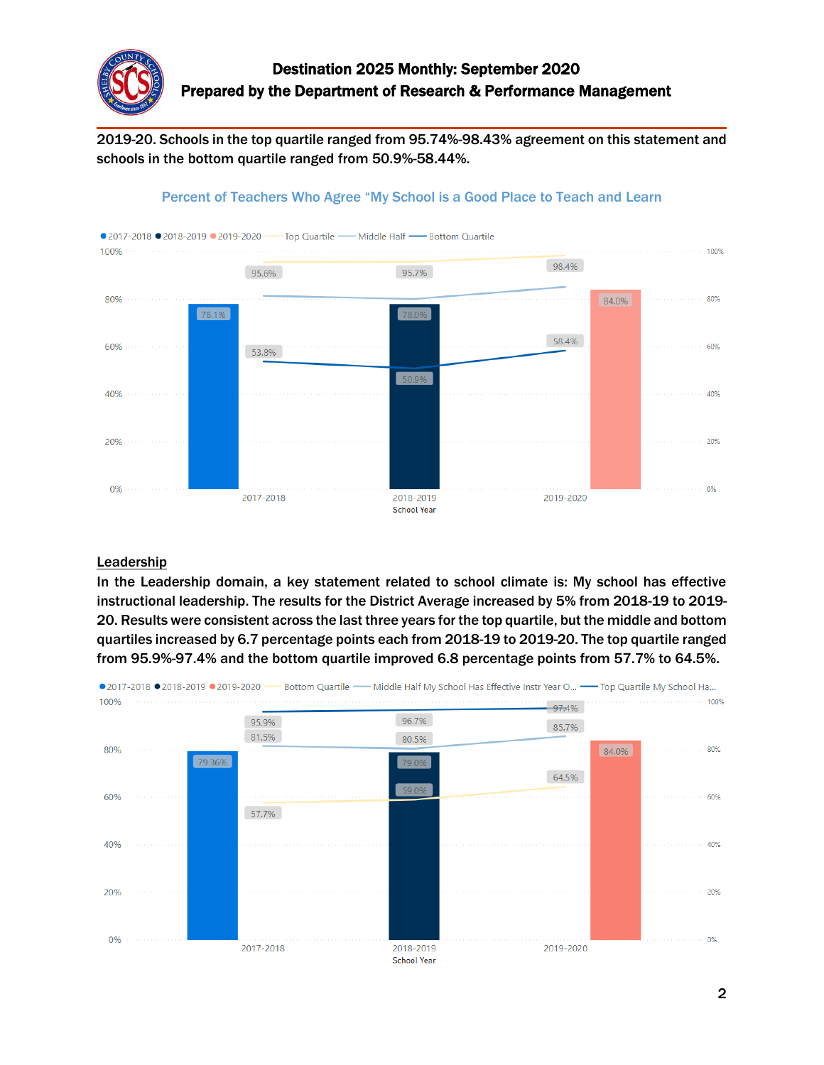2019-20. Schools in the top quartile ranged from 95.74%-98.43% agreement on this statement and schools in the bottom quartile ranged from 50.9%-58.44%.

Percent of Teachers Who Agree "My School is a Good Place to Teach and Learn

● 2017-2018 ● 2018-2019 ● 2019-2020 — Top Quartile — Middle Half — Bottom Quartile

| School Year | District Average | Top Quartile | Bottom Quartile |
|---|---|---|---|
| 2017-2018 | 78.1% | 95.6% | 53.8% |
| 2018-2019 | 78.0% | 95.7% | 50.9% |
| 2019-2020 | 84.0% | 98.4% | 58.4% |

## Leadership

In the Leadership domain, a key statement related to school climate is: My school has effective instructional leadership. The results for the District Average increased by 5% from 2018-19 to 2019-20. Results were consistent across the last three years for the top quartile, but the middle and bottom quartiles increased by 6.7 percentage points each from 2018-19 to 2019-20. The top quartile ranged from 95.9%-97.4% and the bottom quartile improved 6.8 percentage points from 57.7% to 64.5%.

● 2017-2018 ● 2018-2019 ● 2019-2020 — Bottom Quartile — Middle Half My School Has Effective Instr Year O... — Top Quartile My School Ha...

| School Year | District Average | Top Quartile | Middle Half | Bottom Quartile |
|---|---|---|---|---|
| 2017-2018 | 79.36% | 95.9% | 81.5% | 57.7% |
| 2018-2019 | 79.0% | 96.7% | 80.5% | 59.0% |
| 2019-2020 | 84.0% | 97.4% | 85.7% | 64.5% |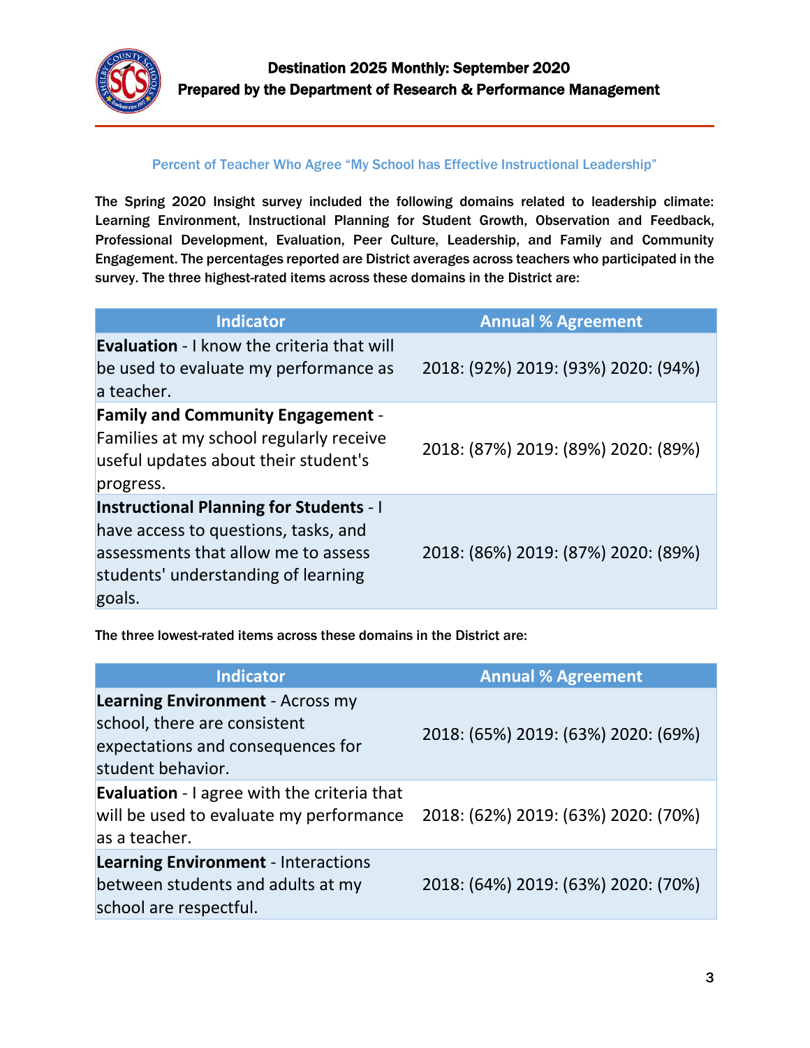Destination 2025 Monthly: September 2020
Prepared by the Department of Research & Performance Management

### Percent of Teacher Who Agree "My School has Effective Instructional Leadership"

**The Spring 2020 Insight survey included the following domains related to leadership climate: Learning Environment, Instructional Planning for Student Growth, Observation and Feedback, Professional Development, Evaluation, Peer Culture, Leadership, and Family and Community Engagement. The percentages reported are District averages across teachers who participated in the survey. The three highest-rated items across these domains in the District are:**

| Indicator | Annual % Agreement |
|---|---|
| **Evaluation** - I know the criteria that will be used to evaluate my performance as a teacher. | 2018: (92%) 2019: (93%) 2020: (94%) |
| **Family and Community Engagement** - Families at my school regularly receive useful updates about their student's progress. | 2018: (87%) 2019: (89%) 2020: (89%) |
| **Instructional Planning for Students** - I have access to questions, tasks, and assessments that allow me to assess students' understanding of learning goals. | 2018: (86%) 2019: (87%) 2020: (89%) |

**The three lowest-rated items across these domains in the District are:**

| Indicator | Annual % Agreement |
|---|---|
| **Learning Environment** - Across my school, there are consistent expectations and consequences for student behavior. | 2018: (65%) 2019: (63%) 2020: (69%) |
| **Evaluation** - I agree with the criteria that will be used to evaluate my performance as a teacher. | 2018: (62%) 2019: (63%) 2020: (70%) |
| **Learning Environment** - Interactions between students and adults at my school are respectful. | 2018: (64%) 2019: (63%) 2020: (70%) |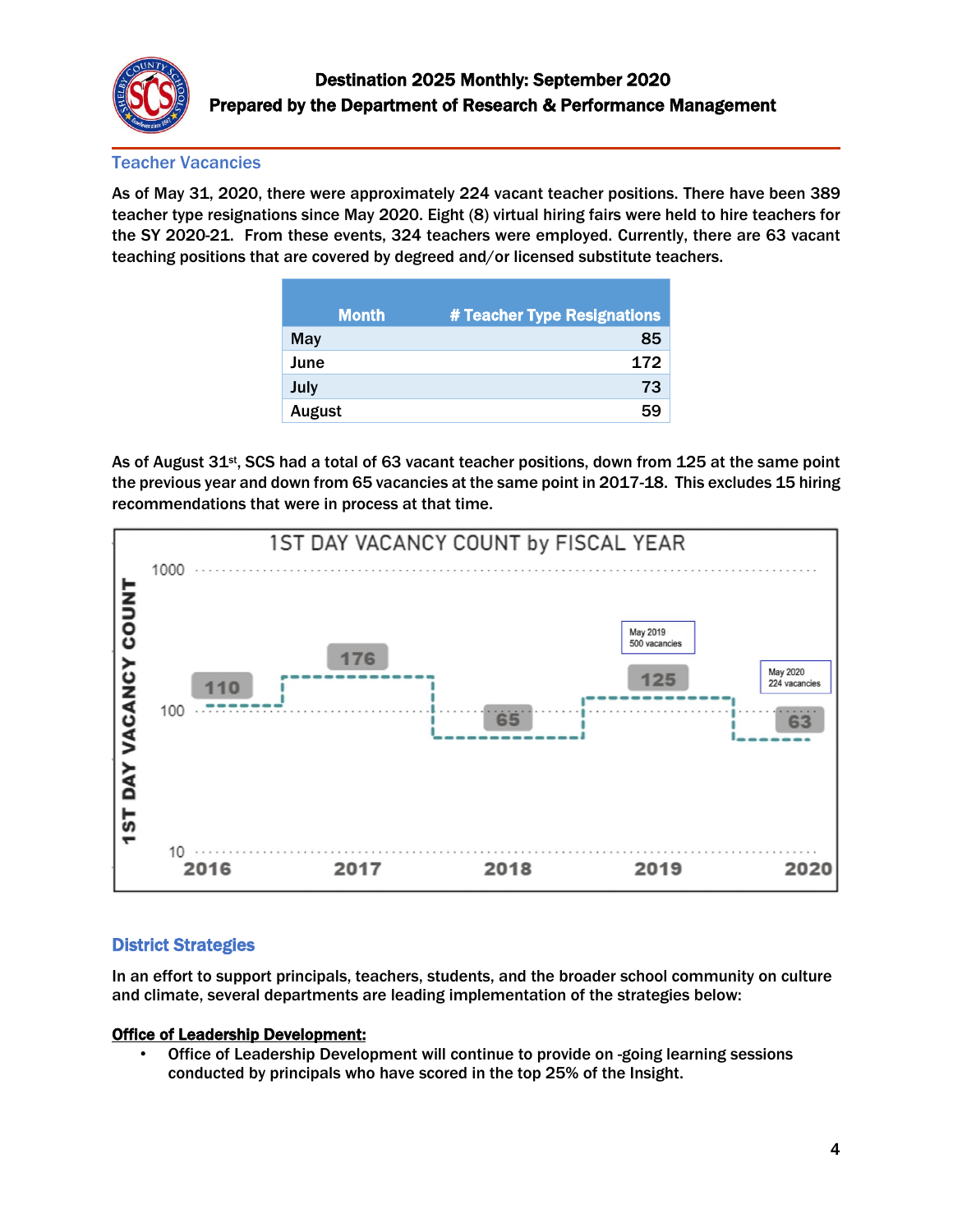## Teacher Vacancies

As of May 31, 2020, there were approximately 224 vacant teacher positions. There have been 389 teacher type resignations since May 2020. Eight (8) virtual hiring fairs were held to hire teachers for the SY 2020-21. From these events, 324 teachers were employed. Currently, there are 63 vacant teaching positions that are covered by degreed and/or licensed substitute teachers.

| Month | # Teacher Type Resignations |
|---|---|
| May | 85 |
| June | 172 |
| July | 73 |
| August | 59 |

As of August 31st, SCS had a total of 63 vacant teacher positions, down from 125 at the same point the previous year and down from 65 vacancies at the same point in 2017-18. This excludes 15 hiring recommendations that were in process at that time.

**1ST DAY VACANCY COUNT by FISCAL YEAR**

| Year | 1st Day Vacancy Count |
|---|---|
| 2016 | 110 |
| 2017 | 176 |
| 2018 | 65 |
| 2019 | 125 |
| 2020 | 63 |

May 2019: 500 vacancies

May 2020: 224 vacancies

## District Strategies

In an effort to support principals, teachers, students, and the broader school community on culture and climate, several departments are leading implementation of the strategies below:

**Office of Leadership Development:**

- Office of Leadership Development will continue to provide on -going learning sessions conducted by principals who have scored in the top 25% of the Insight.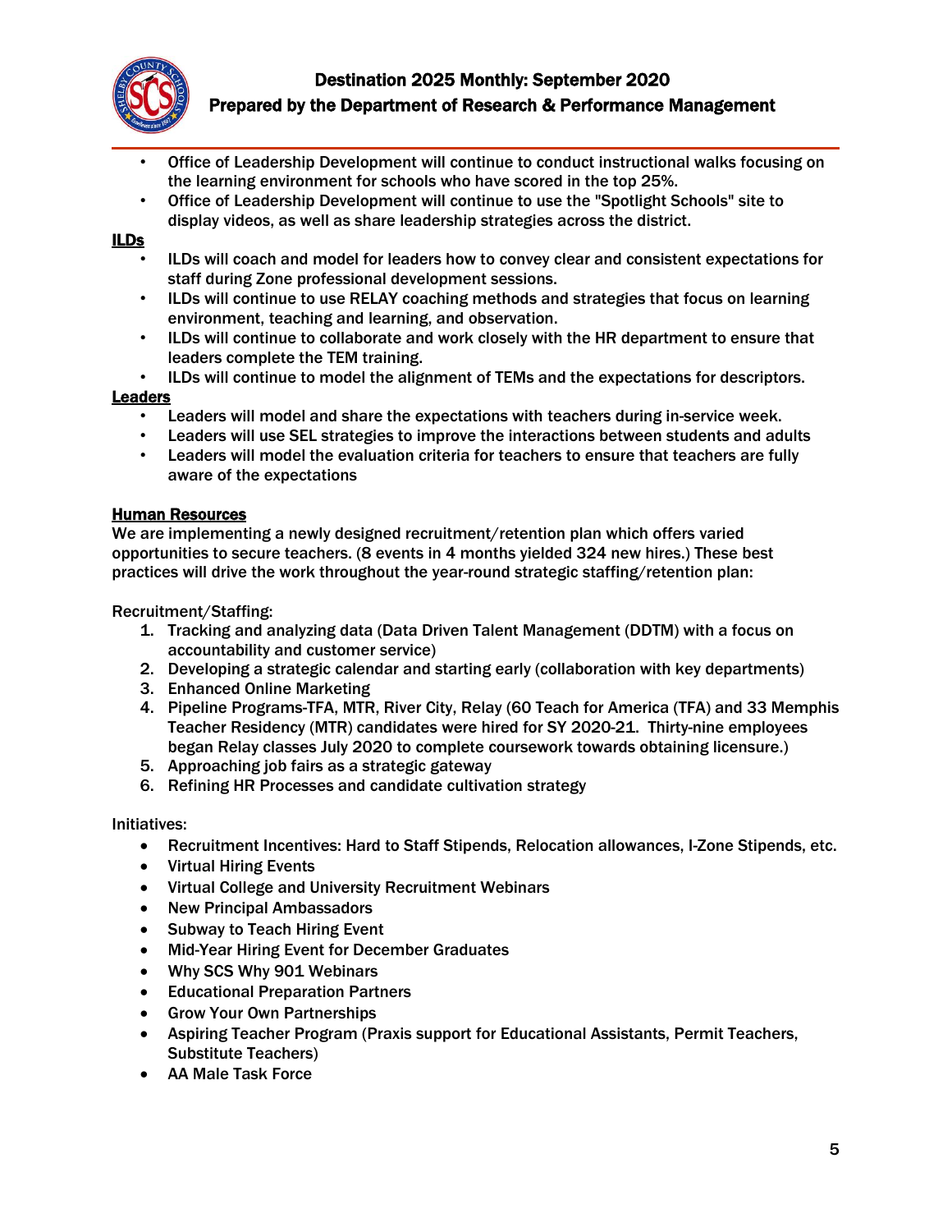- Office of Leadership Development will continue to conduct instructional walks focusing on the learning environment for schools who have scored in the top 25%.
- Office of Leadership Development will continue to use the "Spotlight Schools" site to display videos, as well as share leadership strategies across the district.

**ILDs**

- ILDs will coach and model for leaders how to convey clear and consistent expectations for staff during Zone professional development sessions.
- ILDs will continue to use RELAY coaching methods and strategies that focus on learning environment, teaching and learning, and observation.
- ILDs will continue to collaborate and work closely with the HR department to ensure that leaders complete the TEM training.
- ILDs will continue to model the alignment of TEMs and the expectations for descriptors.

**Leaders**

- Leaders will model and share the expectations with teachers during in-service week.
- Leaders will use SEL strategies to improve the interactions between students and adults
- Leaders will model the evaluation criteria for teachers to ensure that teachers are fully aware of the expectations

**Human Resources**

We are implementing a newly designed recruitment/retention plan which offers varied opportunities to secure teachers. (8 events in 4 months yielded 324 new hires.) These best practices will drive the work throughout the year-round strategic staffing/retention plan:

Recruitment/Staffing:

1. Tracking and analyzing data (Data Driven Talent Management (DDTM) with a focus on accountability and customer service)
2. Developing a strategic calendar and starting early (collaboration with key departments)
3. Enhanced Online Marketing
4. Pipeline Programs-TFA, MTR, River City, Relay (60 Teach for America (TFA) and 33 Memphis Teacher Residency (MTR) candidates were hired for SY 2020-21. Thirty-nine employees began Relay classes July 2020 to complete coursework towards obtaining licensure.)
5. Approaching job fairs as a strategic gateway
6. Refining HR Processes and candidate cultivation strategy

Initiatives:

- Recruitment Incentives: Hard to Staff Stipends, Relocation allowances, I-Zone Stipends, etc.
- Virtual Hiring Events
- Virtual College and University Recruitment Webinars
- New Principal Ambassadors
- Subway to Teach Hiring Event
- Mid-Year Hiring Event for December Graduates
- Why SCS Why 901 Webinars
- Educational Preparation Partners
- Grow Your Own Partnerships
- Aspiring Teacher Program (Praxis support for Educational Assistants, Permit Teachers, Substitute Teachers)
- AA Male Task Force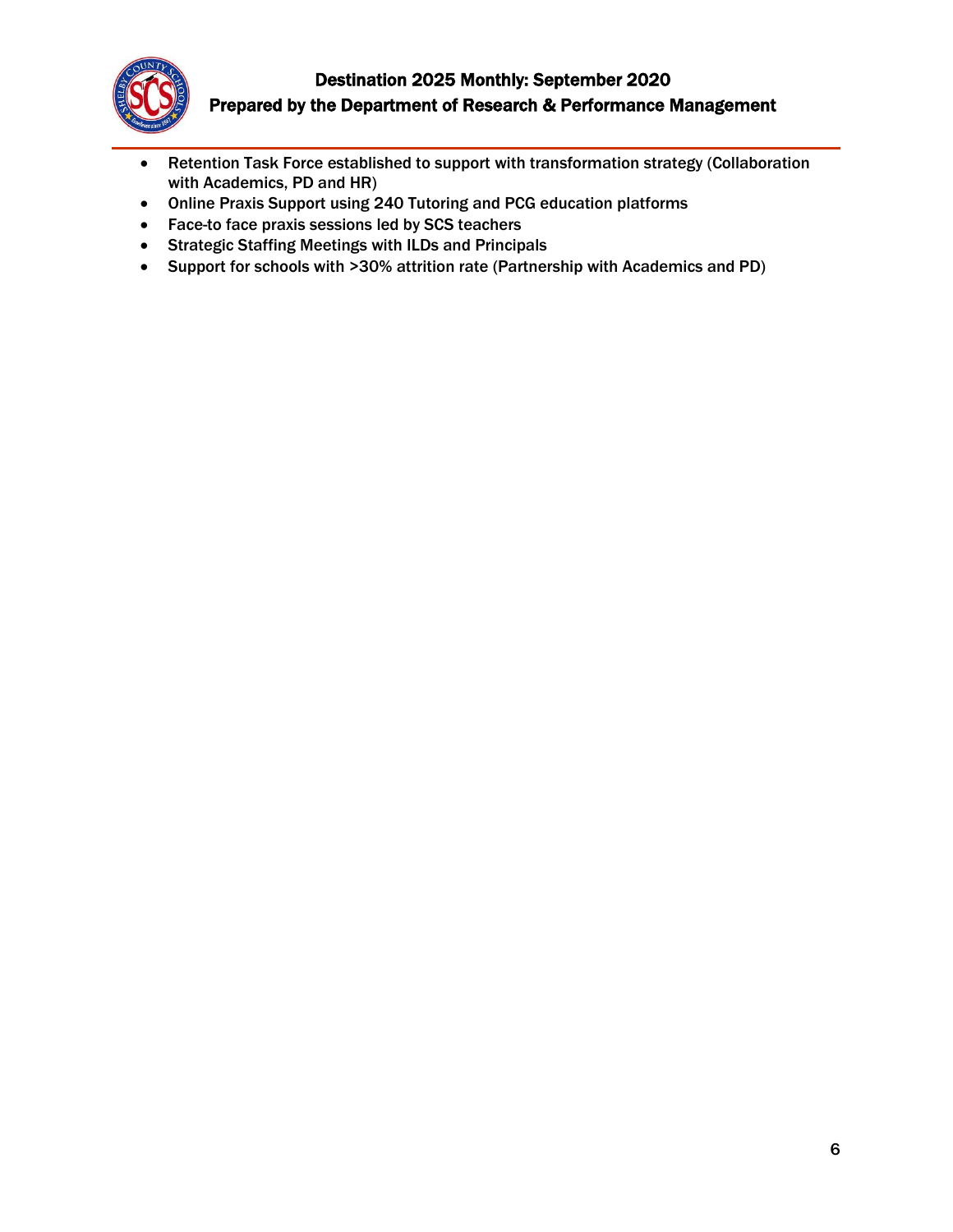- Retention Task Force established to support with transformation strategy (Collaboration with Academics, PD and HR)
- Online Praxis Support using 240 Tutoring and PCG education platforms
- Face-to face praxis sessions led by SCS teachers
- Strategic Staffing Meetings with ILDs and Principals
- Support for schools with >30% attrition rate (Partnership with Academics and PD)